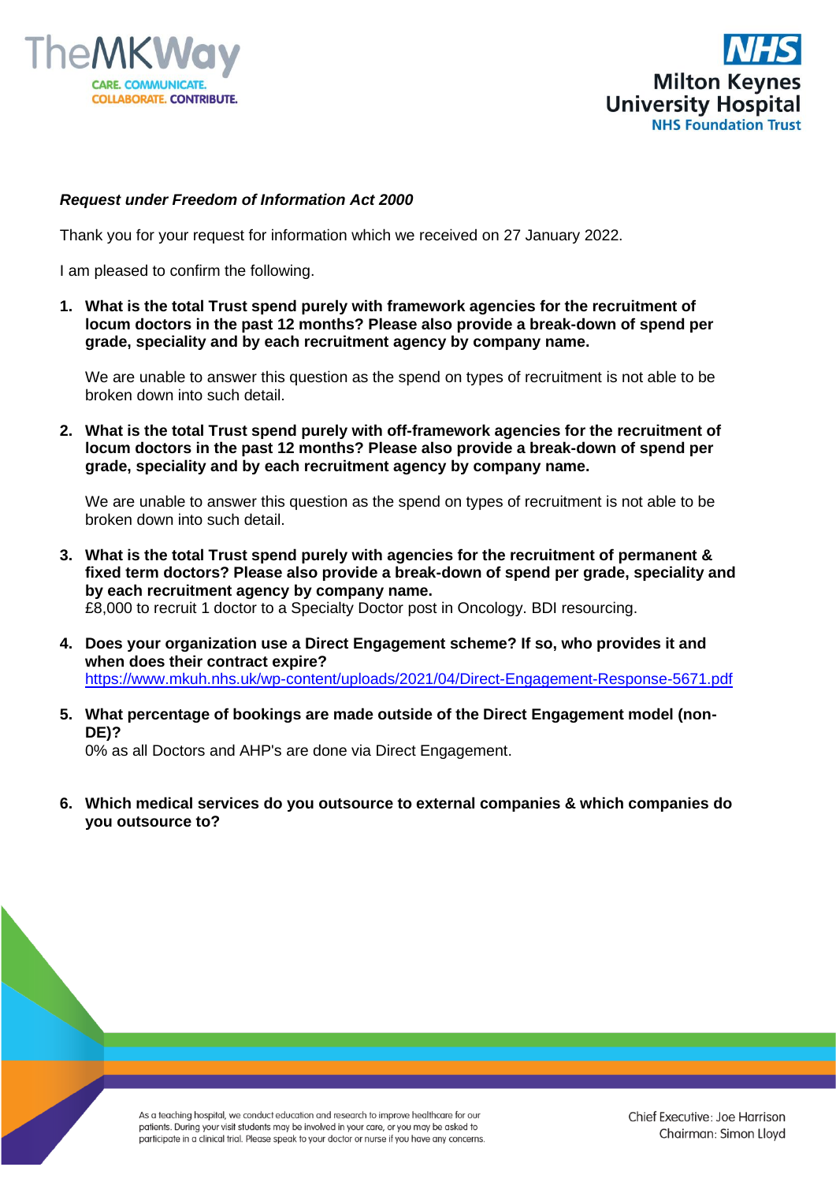***Request under Freedom of Information Act 2000***

Thank you for your request for information which we received on 27 January 2022.

I am pleased to confirm the following.

1. **What is the total Trust spend purely with framework agencies for the recruitment of locum doctors in the past 12 months? Please also provide a break-down of spend per grade, speciality and by each recruitment agency by company name.**

   We are unable to answer this question as the spend on types of recruitment is not able to be broken down into such detail.

2. **What is the total Trust spend purely with off-framework agencies for the recruitment of locum doctors in the past 12 months? Please also provide a break-down of spend per grade, speciality and by each recruitment agency by company name.**

   We are unable to answer this question as the spend on types of recruitment is not able to be broken down into such detail.

3. **What is the total Trust spend purely with agencies for the recruitment of permanent & fixed term doctors? Please also provide a break-down of spend per grade, speciality and by each recruitment agency by company name.**
   £8,000 to recruit 1 doctor to a Specialty Doctor post in Oncology. BDI resourcing.

4. **Does your organization use a Direct Engagement scheme? If so, who provides it and when does their contract expire?**
   https://www.mkuh.nhs.uk/wp-content/uploads/2021/04/Direct-Engagement-Response-5671.pdf

5. **What percentage of bookings are made outside of the Direct Engagement model (non-DE)?**
   0% as all Doctors and AHP's are done via Direct Engagement.

6. **Which medical services do you outsource to external companies & which companies do you outsource to?**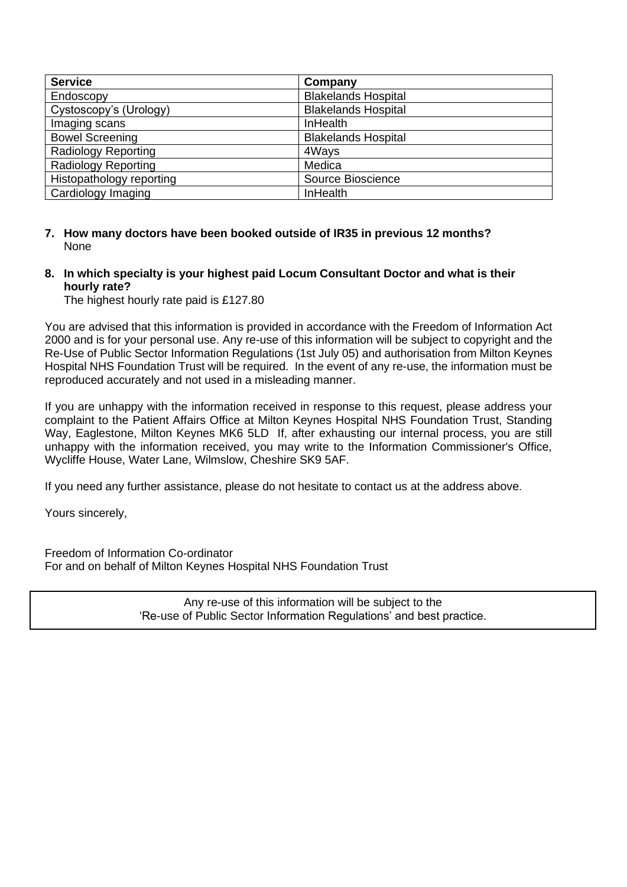| Service | Company |
| --- | --- |
| Endoscopy | Blakelands Hospital |
| Cystoscopy's (Urology) | Blakelands Hospital |
| Imaging scans | InHealth |
| Bowel Screening | Blakelands Hospital |
| Radiology Reporting | 4Ways |
| Radiology Reporting | Medica |
| Histopathology reporting | Source Bioscience |
| Cardiology Imaging | InHealth |

7. **How many doctors have been booked outside of IR35 in previous 12 months?**
   None

8. **In which specialty is your highest paid Locum Consultant Doctor and what is their hourly rate?**
   The highest hourly rate paid is £127.80

You are advised that this information is provided in accordance with the Freedom of Information Act 2000 and is for your personal use. Any re-use of this information will be subject to copyright and the Re-Use of Public Sector Information Regulations (1st July 05) and authorisation from Milton Keynes Hospital NHS Foundation Trust will be required. In the event of any re-use, the information must be reproduced accurately and not used in a misleading manner.

If you are unhappy with the information received in response to this request, please address your complaint to the Patient Affairs Office at Milton Keynes Hospital NHS Foundation Trust, Standing Way, Eaglestone, Milton Keynes MK6 5LD If, after exhausting our internal process, you are still unhappy with the information received, you may write to the Information Commissioner's Office, Wycliffe House, Water Lane, Wilmslow, Cheshire SK9 5AF.

If you need any further assistance, please do not hesitate to contact us at the address above.

Yours sincerely,

Freedom of Information Co-ordinator
For and on behalf of Milton Keynes Hospital NHS Foundation Trust

Any re-use of this information will be subject to the
'Re-use of Public Sector Information Regulations' and best practice.